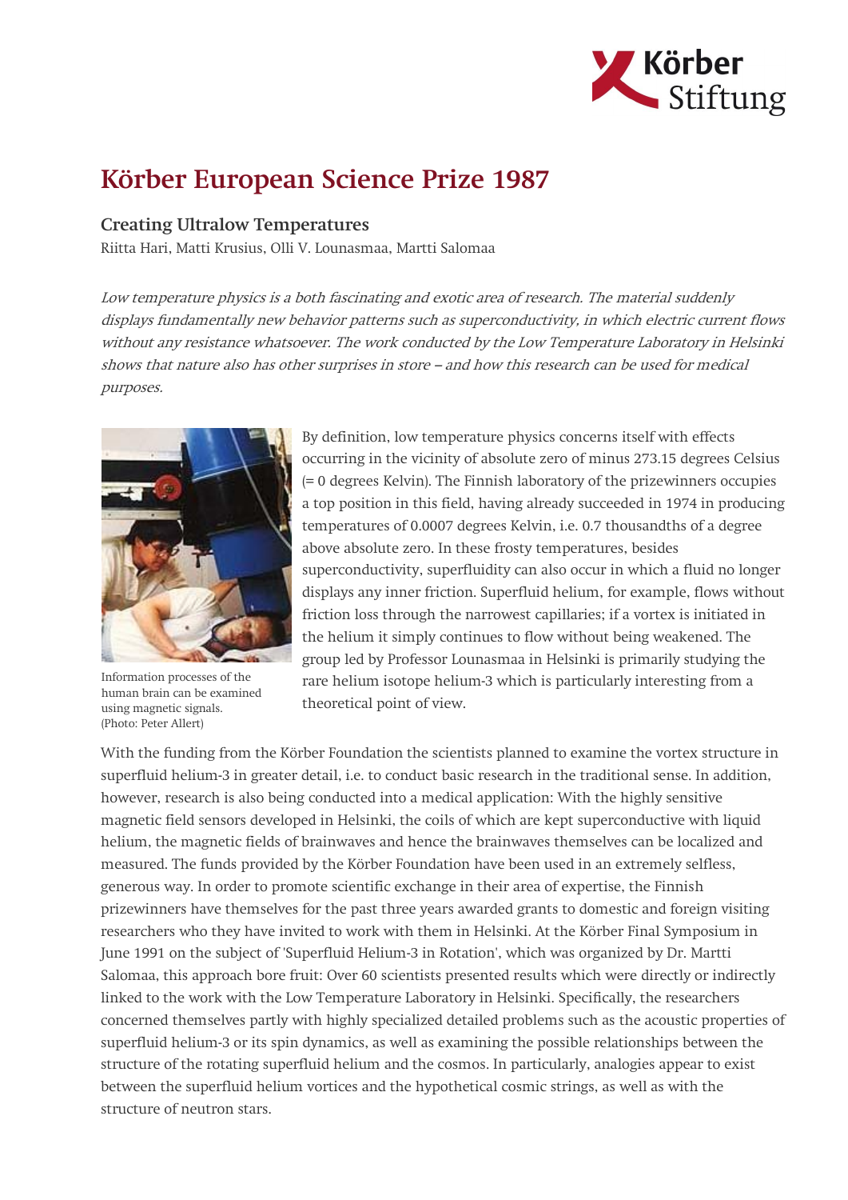# Körber European Science Prize 1987

## Creating Ultralow Temperatures

Riitta Hari, Matti Krusius, Olli V. Lounasmaa, Martti Salomaa

*Low temperature physics is a both fascinating and exotic area of research. The material suddenly displays fundamentally new behavior patterns such as superconductivity, in which electric current flows without any resistance whatsoever. The work conducted by the Low Temperature Laboratory in Helsinki shows that nature also has other surprises in store – and how this research can be used for medical purposes.*

Information processes of the human brain can be examined using magnetic signals. (Photo: Peter Allert)

By definition, low temperature physics concerns itself with effects occurring in the vicinity of absolute zero of minus 273.15 degrees Celsius (= 0 degrees Kelvin). The Finnish laboratory of the prizewinners occupies a top position in this field, having already succeeded in 1974 in producing temperatures of 0.0007 degrees Kelvin, i.e. 0.7 thousandths of a degree above absolute zero. In these frosty temperatures, besides superconductivity, superfluidity can also occur in which a fluid no longer displays any inner friction. Superfluid helium, for example, flows without friction loss through the narrowest capillaries; if a vortex is initiated in the helium it simply continues to flow without being weakened. The group led by Professor Lounasmaa in Helsinki is primarily studying the rare helium isotope helium-3 which is particularly interesting from a theoretical point of view.

With the funding from the Körber Foundation the scientists planned to examine the vortex structure in superfluid helium-3 in greater detail, i.e. to conduct basic research in the traditional sense. In addition, however, research is also being conducted into a medical application: With the highly sensitive magnetic field sensors developed in Helsinki, the coils of which are kept superconductive with liquid helium, the magnetic fields of brainwaves and hence the brainwaves themselves can be localized and measured. The funds provided by the Körber Foundation have been used in an extremely selfless, generous way. In order to promote scientific exchange in their area of expertise, the Finnish prizewinners have themselves for the past three years awarded grants to domestic and foreign visiting researchers who they have invited to work with them in Helsinki. At the Körber Final Symposium in June 1991 on the subject of 'Superfluid Helium-3 in Rotation', which was organized by Dr. Martti Salomaa, this approach bore fruit: Over 60 scientists presented results which were directly or indirectly linked to the work with the Low Temperature Laboratory in Helsinki. Specifically, the researchers concerned themselves partly with highly specialized detailed problems such as the acoustic properties of superfluid helium-3 or its spin dynamics, as well as examining the possible relationships between the structure of the rotating superfluid helium and the cosmos. In particularly, analogies appear to exist between the superfluid helium vortices and the hypothetical cosmic strings, as well as with the structure of neutron stars.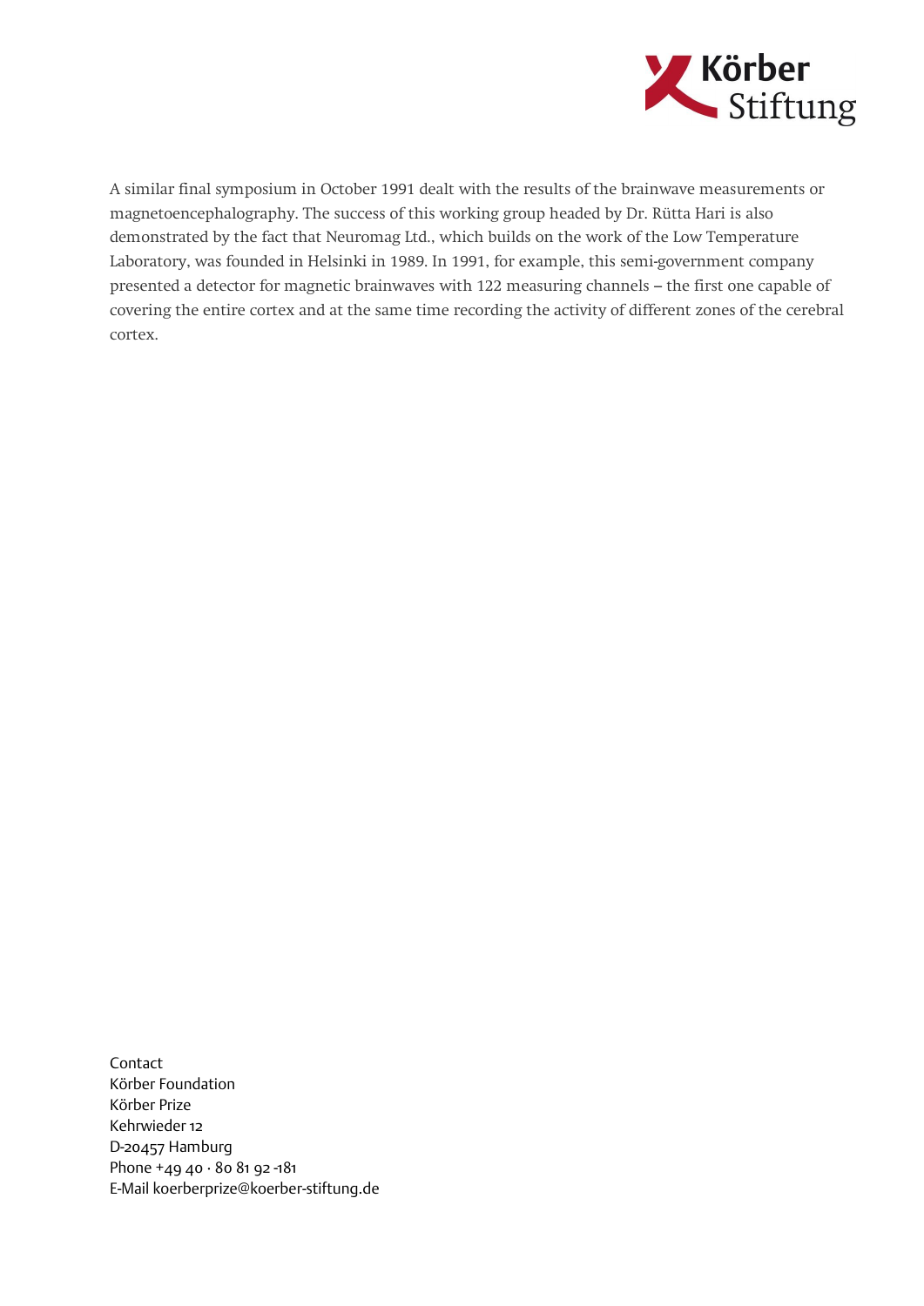A similar final symposium in October 1991 dealt with the results of the brainwave measurements or magnetoencephalography. The success of this working group headed by Dr. Rütta Hari is also demonstrated by the fact that Neuromag Ltd., which builds on the work of the Low Temperature Laboratory, was founded in Helsinki in 1989. In 1991, for example, this semi-government company presented a detector for magnetic brainwaves with 122 measuring channels – the first one capable of covering the entire cortex and at the same time recording the activity of different zones of the cerebral cortex.

Contact
Körber Foundation
Körber Prize
Kehrwieder 12
D-20457 Hamburg
Phone +49 40 · 80 81 92 -181
E-Mail koerberprize@koerber-stiftung.de